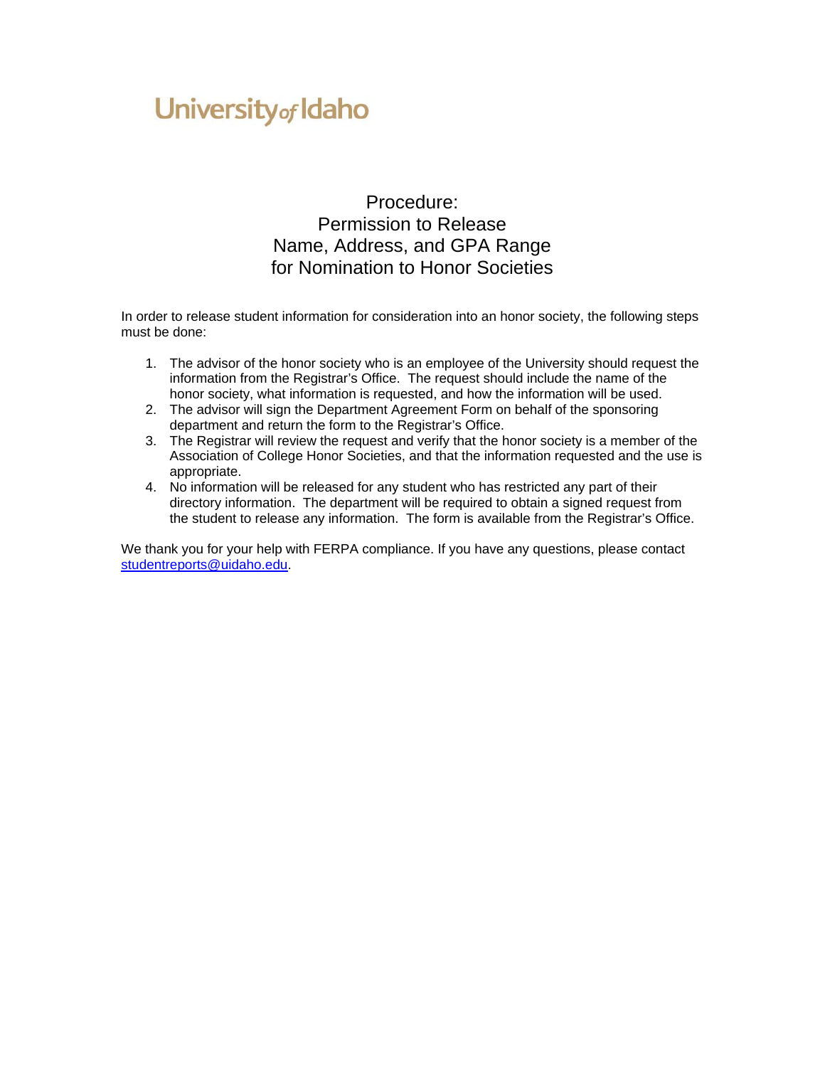University of Idaho

# Procedure: Permission to Release Name, Address, and GPA Range for Nomination to Honor Societies

In order to release student information for consideration into an honor society, the following steps must be done:

1. The advisor of the honor society who is an employee of the University should request the information from the Registrar's Office. The request should include the name of the honor society, what information is requested, and how the information will be used.
2. The advisor will sign the Department Agreement Form on behalf of the sponsoring department and return the form to the Registrar's Office.
3. The Registrar will review the request and verify that the honor society is a member of the Association of College Honor Societies, and that the information requested and the use is appropriate.
4. No information will be released for any student who has restricted any part of their directory information. The department will be required to obtain a signed request from the student to release any information. The form is available from the Registrar's Office.

We thank you for your help with FERPA compliance. If you have any questions, please contact studentreports@uidaho.edu.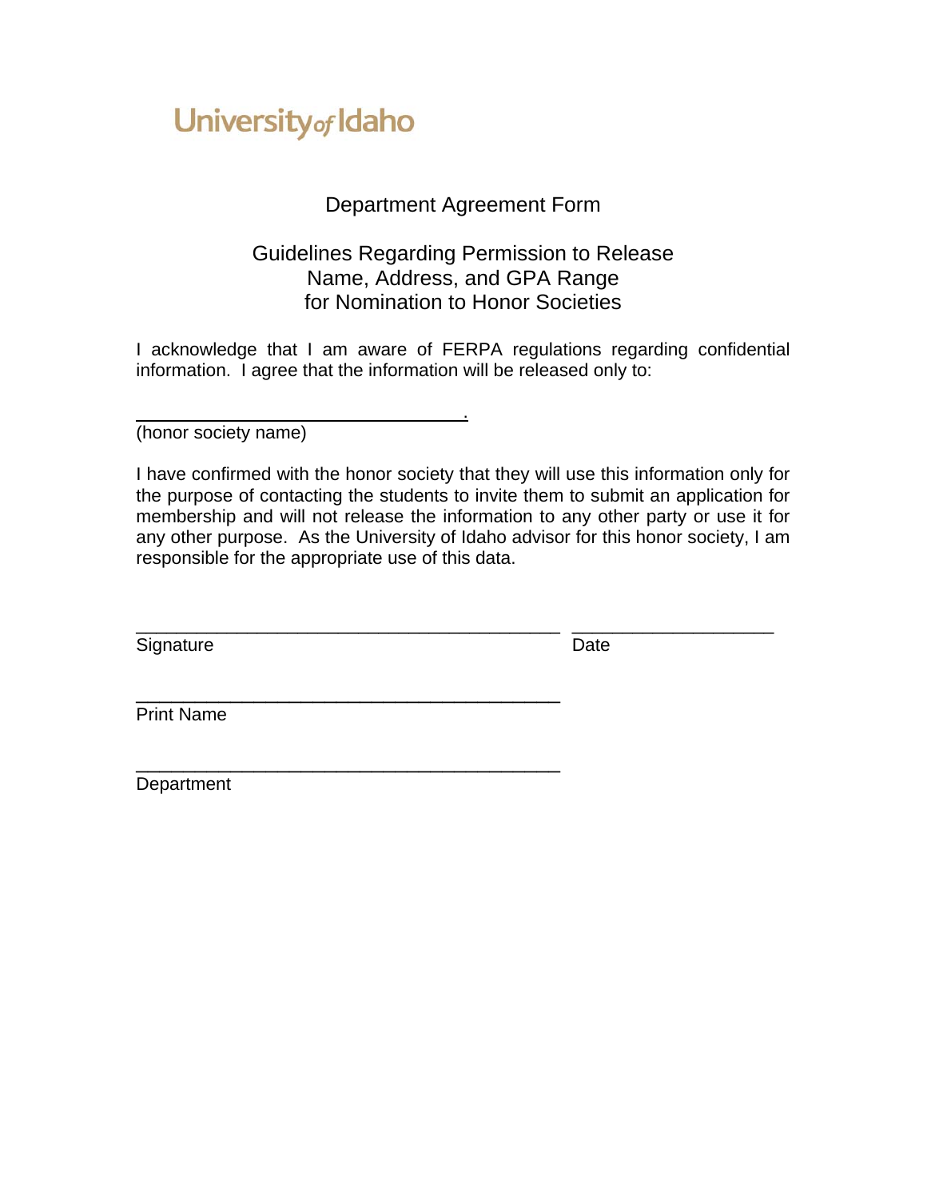University of Idaho

## Department Agreement Form

### Guidelines Regarding Permission to Release Name, Address, and GPA Range for Nomination to Honor Societies

I acknowledge that I am aware of FERPA regulations regarding confidential information. I agree that the information will be released only to:

_________________________________.
(honor society name)

I have confirmed with the honor society that they will use this information only for the purpose of contacting the students to invite them to submit an application for membership and will not release the information to any other party or use it for any other purpose. As the University of Idaho advisor for this honor society, I am responsible for the appropriate use of this data.

__________________________________________ ____________________
Signature Date

__________________________________________
Print Name

__________________________________________
Department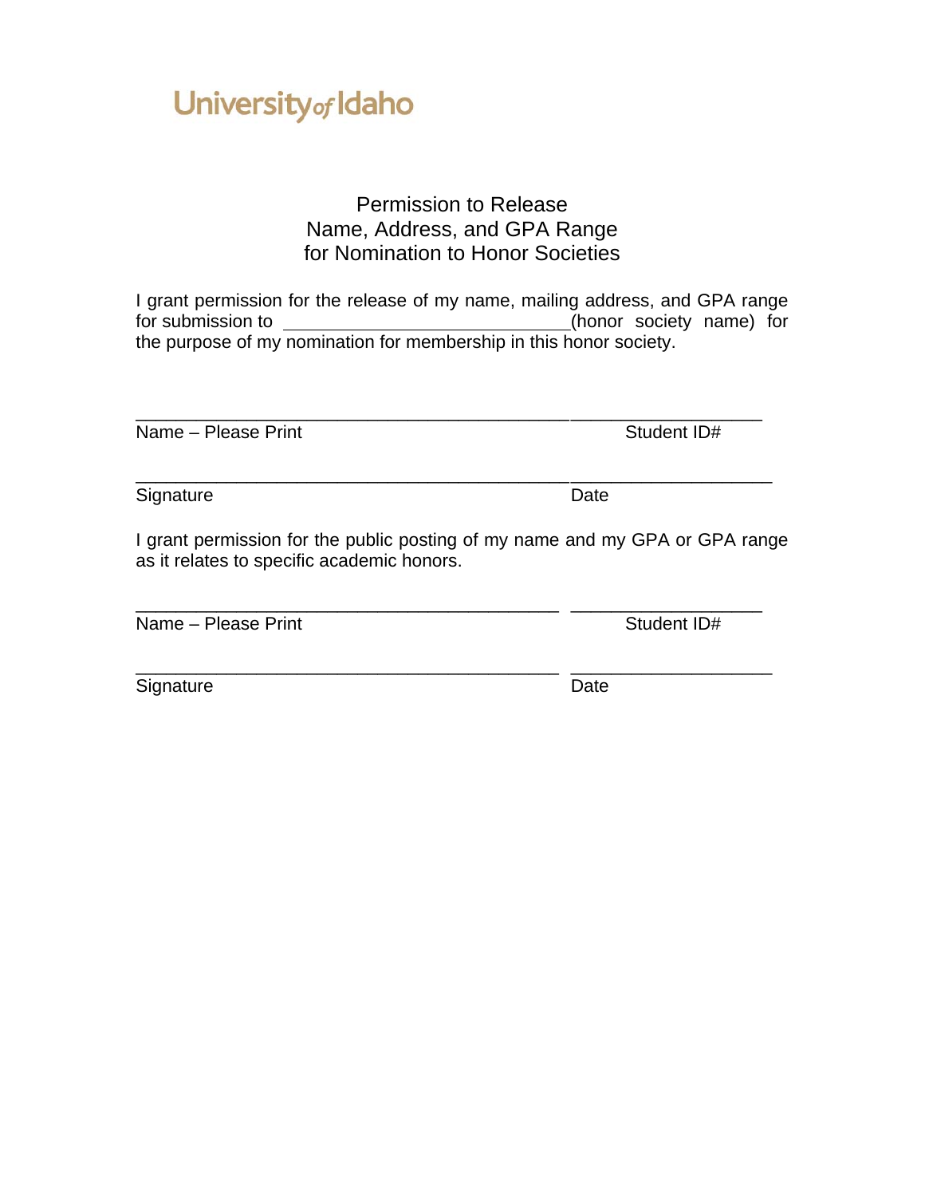University of Idaho

# Permission to Release
# Name, Address, and GPA Range
# for Nomination to Honor Societies

I grant permission for the release of my name, mailing address, and GPA range for submission to ______________________________(honor society name) for the purpose of my nomination for membership in this honor society.

_____________________________________________ ____________________

Name – Please Print Student ID#

_____________________________________________ ____________________

Signature Date

I grant permission for the public posting of my name and my GPA or GPA range as it relates to specific academic honors.

_____________________________________________ ____________________

Name – Please Print Student ID#

_____________________________________________ ____________________

Signature Date